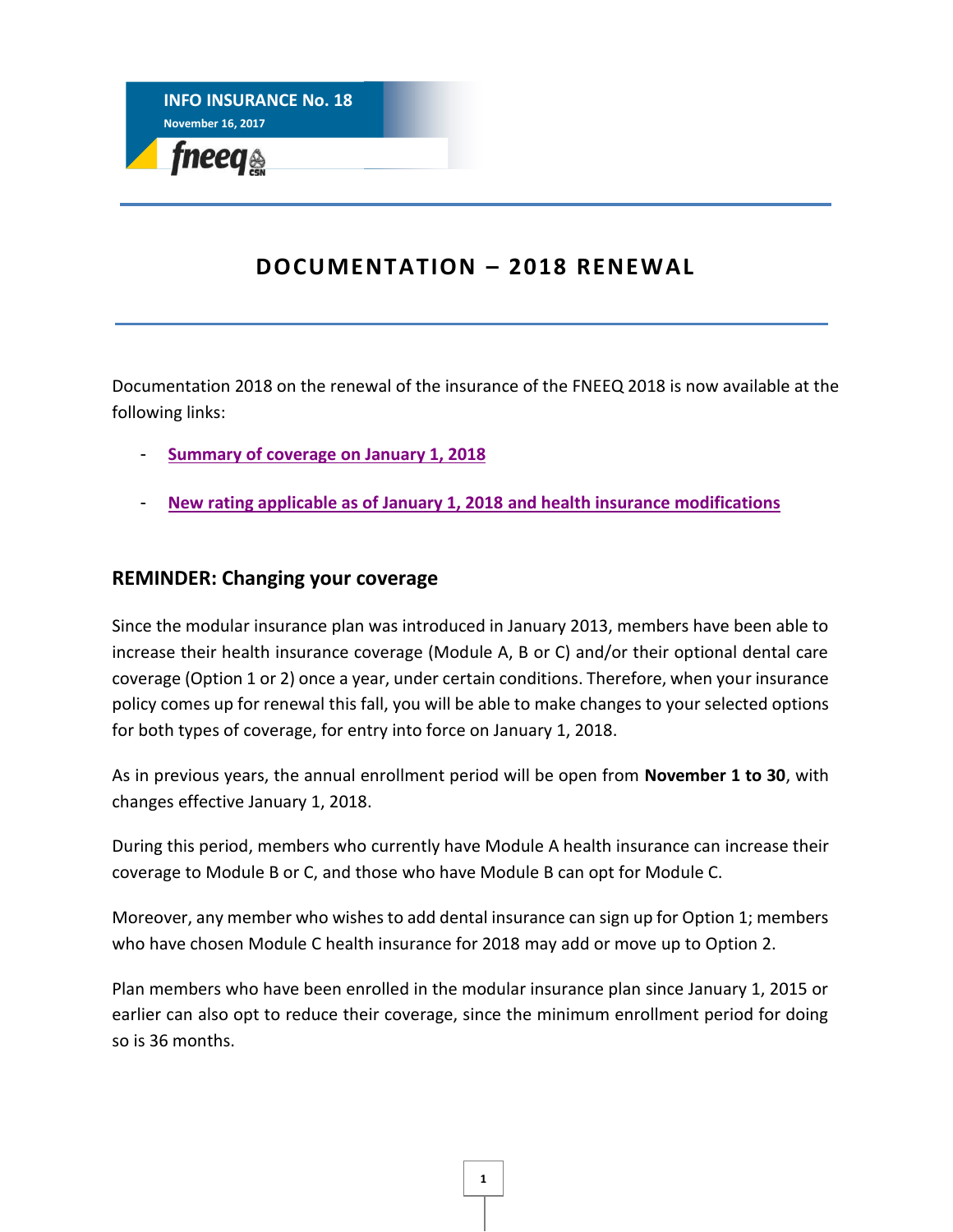**INFO INSURANCE No. 18**

**November 16, 2017**

fneeq CSN

# DOCUMENTATION – 2018 RENEWAL

Documentation 2018 on the renewal of the insurance of the FNEEQ 2018 is now available at the following links:

- **Summary of coverage on January 1, 2018**
- **New rating applicable as of January 1, 2018 and health insurance modifications**

## REMINDER: Changing your coverage

Since the modular insurance plan was introduced in January 2013, members have been able to increase their health insurance coverage (Module A, B or C) and/or their optional dental care coverage (Option 1 or 2) once a year, under certain conditions. Therefore, when your insurance policy comes up for renewal this fall, you will be able to make changes to your selected options for both types of coverage, for entry into force on January 1, 2018.

As in previous years, the annual enrollment period will be open from **November 1 to 30**, with changes effective January 1, 2018.

During this period, members who currently have Module A health insurance can increase their coverage to Module B or C, and those who have Module B can opt for Module C.

Moreover, any member who wishes to add dental insurance can sign up for Option 1; members who have chosen Module C health insurance for 2018 may add or move up to Option 2.

Plan members who have been enrolled in the modular insurance plan since January 1, 2015 or earlier can also opt to reduce their coverage, since the minimum enrollment period for doing so is 36 months.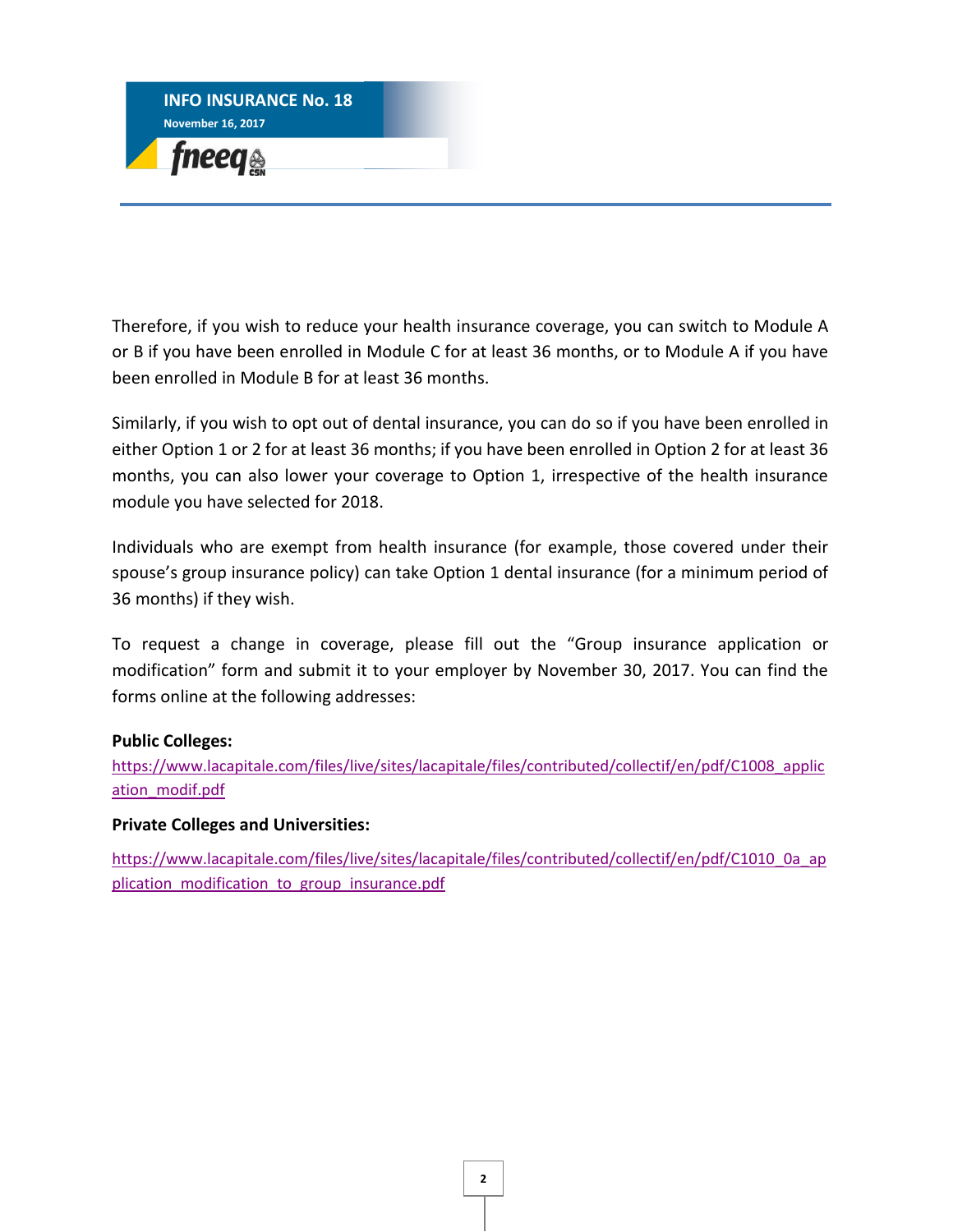Therefore, if you wish to reduce your health insurance coverage, you can switch to Module A or B if you have been enrolled in Module C for at least 36 months, or to Module A if you have been enrolled in Module B for at least 36 months.

Similarly, if you wish to opt out of dental insurance, you can do so if you have been enrolled in either Option 1 or 2 for at least 36 months; if you have been enrolled in Option 2 for at least 36 months, you can also lower your coverage to Option 1, irrespective of the health insurance module you have selected for 2018.

Individuals who are exempt from health insurance (for example, those covered under their spouse's group insurance policy) can take Option 1 dental insurance (for a minimum period of 36 months) if they wish.

To request a change in coverage, please fill out the "Group insurance application or modification" form and submit it to your employer by November 30, 2017. You can find the forms online at the following addresses:

**Public Colleges:**

https://www.lacapitale.com/files/live/sites/lacapitale/files/contributed/collectif/en/pdf/C1008_application_modif.pdf

**Private Colleges and Universities:**

https://www.lacapitale.com/files/live/sites/lacapitale/files/contributed/collectif/en/pdf/C1010_0a_application_modification_to_group_insurance.pdf